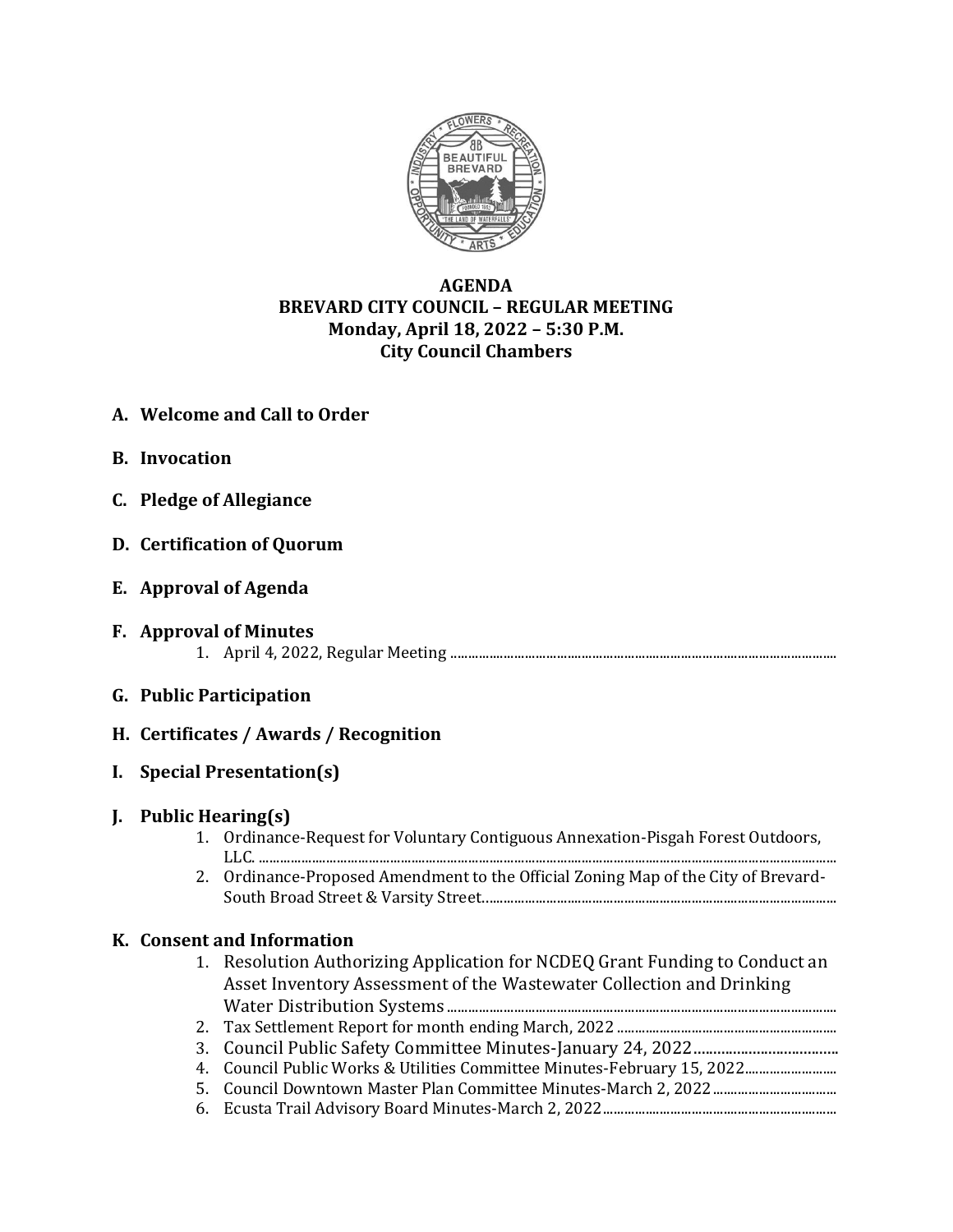**AGENDA**
**BREVARD CITY COUNCIL – REGULAR MEETING**
**Monday, April 18, 2022 – 5:30 P.M.**
**City Council Chambers**

**A. Welcome and Call to Order**

**B. Invocation**

**C. Pledge of Allegiance**

**D. Certification of Quorum**

**E. Approval of Agenda**

**F. Approval of Minutes**

1. April 4, 2022, Regular Meeting ..........................................................................................................

**G. Public Participation**

**H. Certificates / Awards / Recognition**

**I. Special Presentation(s)**

**J. Public Hearing(s)**

1. Ordinance-Request for Voluntary Contiguous Annexation-Pisgah Forest Outdoors, LLC. ..........................................................................................................
2. Ordinance-Proposed Amendment to the Official Zoning Map of the City of Brevard-South Broad Street & Varsity Street..........................................................................................................

**K. Consent and Information**

1. Resolution Authorizing Application for NCDEQ Grant Funding to Conduct an Asset Inventory Assessment of the Wastewater Collection and Drinking Water Distribution Systems ..........................................................................................................
2. Tax Settlement Report for month ending March, 2022 ..........................................................
3. Council Public Safety Committee Minutes-January 24, 2022....................................
4. Council Public Works & Utilities Committee Minutes-February 15, 2022.........................
5. Council Downtown Master Plan Committee Minutes-March 2, 2022..................................
6. Ecusta Trail Advisory Board Minutes-March 2, 2022..................................................................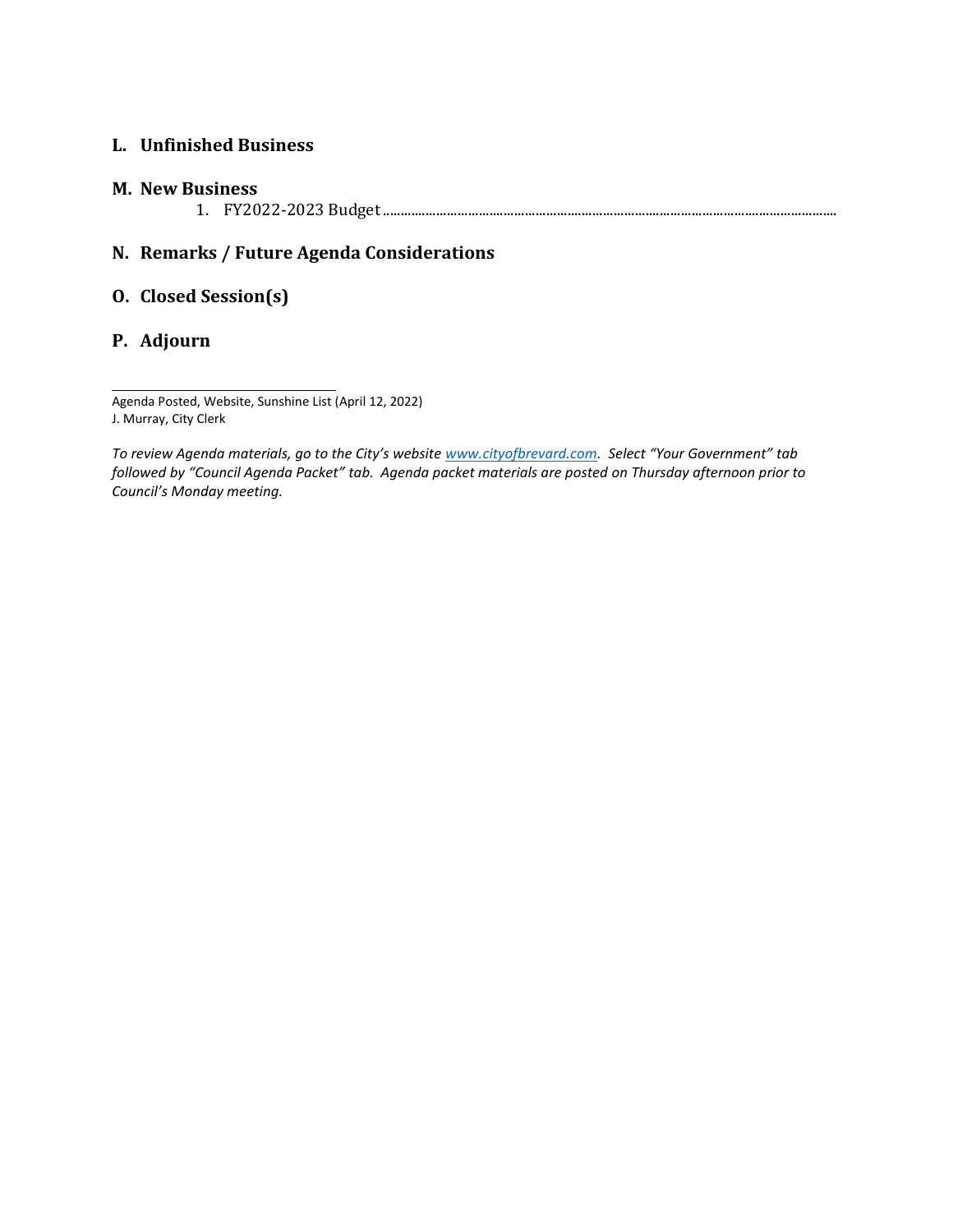## L. Unfinished Business

## M. New Business

1. FY2022-2023 Budget……………………………………………………………………………………………………………

## N. Remarks / Future Agenda Considerations

## O. Closed Session(s)

## P. Adjourn

---

Agenda Posted, Website, Sunshine List (April 12, 2022)
J. Murray, City Clerk

*To review Agenda materials, go to the City's website [www.cityofbrevard.com](www.cityofbrevard.com). Select "Your Government" tab followed by "Council Agenda Packet" tab. Agenda packet materials are posted on Thursday afternoon prior to Council's Monday meeting.*